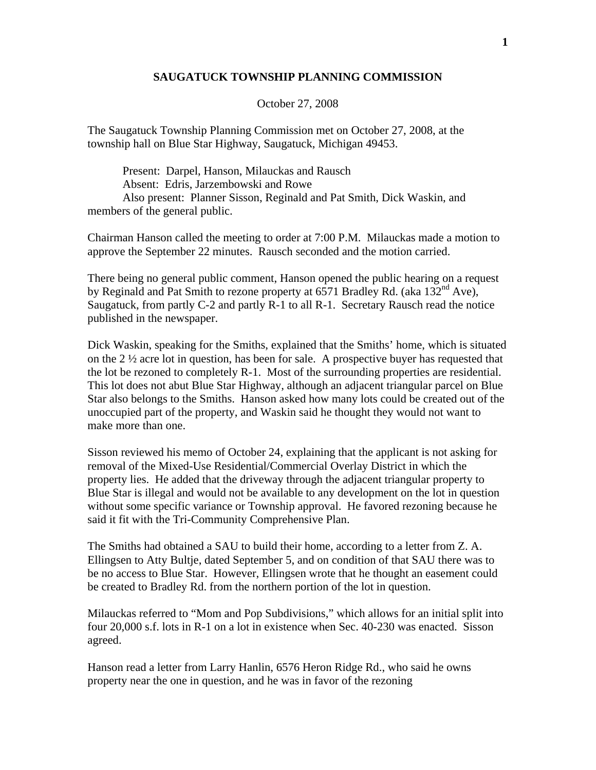# SAUGATUCK TOWNSHIP PLANNING COMMISSION

October 27, 2008

The Saugatuck Township Planning Commission met on October 27, 2008, at the township hall on Blue Star Highway, Saugatuck, Michigan 49453.

Present: Darpel, Hanson, Milauckas and Rausch
Absent: Edris, Jarzembowski and Rowe
Also present: Planner Sisson, Reginald and Pat Smith, Dick Waskin, and members of the general public.

Chairman Hanson called the meeting to order at 7:00 P.M. Milauckas made a motion to approve the September 22 minutes. Rausch seconded and the motion carried.

There being no general public comment, Hanson opened the public hearing on a request by Reginald and Pat Smith to rezone property at 6571 Bradley Rd. (aka 132nd Ave), Saugatuck, from partly C-2 and partly R-1 to all R-1. Secretary Rausch read the notice published in the newspaper.

Dick Waskin, speaking for the Smiths, explained that the Smiths' home, which is situated on the 2 ½ acre lot in question, has been for sale. A prospective buyer has requested that the lot be rezoned to completely R-1. Most of the surrounding properties are residential. This lot does not abut Blue Star Highway, although an adjacent triangular parcel on Blue Star also belongs to the Smiths. Hanson asked how many lots could be created out of the unoccupied part of the property, and Waskin said he thought they would not want to make more than one.

Sisson reviewed his memo of October 24, explaining that the applicant is not asking for removal of the Mixed-Use Residential/Commercial Overlay District in which the property lies. He added that the driveway through the adjacent triangular property to Blue Star is illegal and would not be available to any development on the lot in question without some specific variance or Township approval. He favored rezoning because he said it fit with the Tri-Community Comprehensive Plan.

The Smiths had obtained a SAU to build their home, according to a letter from Z. A. Ellingsen to Atty Bultje, dated September 5, and on condition of that SAU there was to be no access to Blue Star. However, Ellingsen wrote that he thought an easement could be created to Bradley Rd. from the northern portion of the lot in question.

Milauckas referred to "Mom and Pop Subdivisions," which allows for an initial split into four 20,000 s.f. lots in R-1 on a lot in existence when Sec. 40-230 was enacted. Sisson agreed.

Hanson read a letter from Larry Hanlin, 6576 Heron Ridge Rd., who said he owns property near the one in question, and he was in favor of the rezoning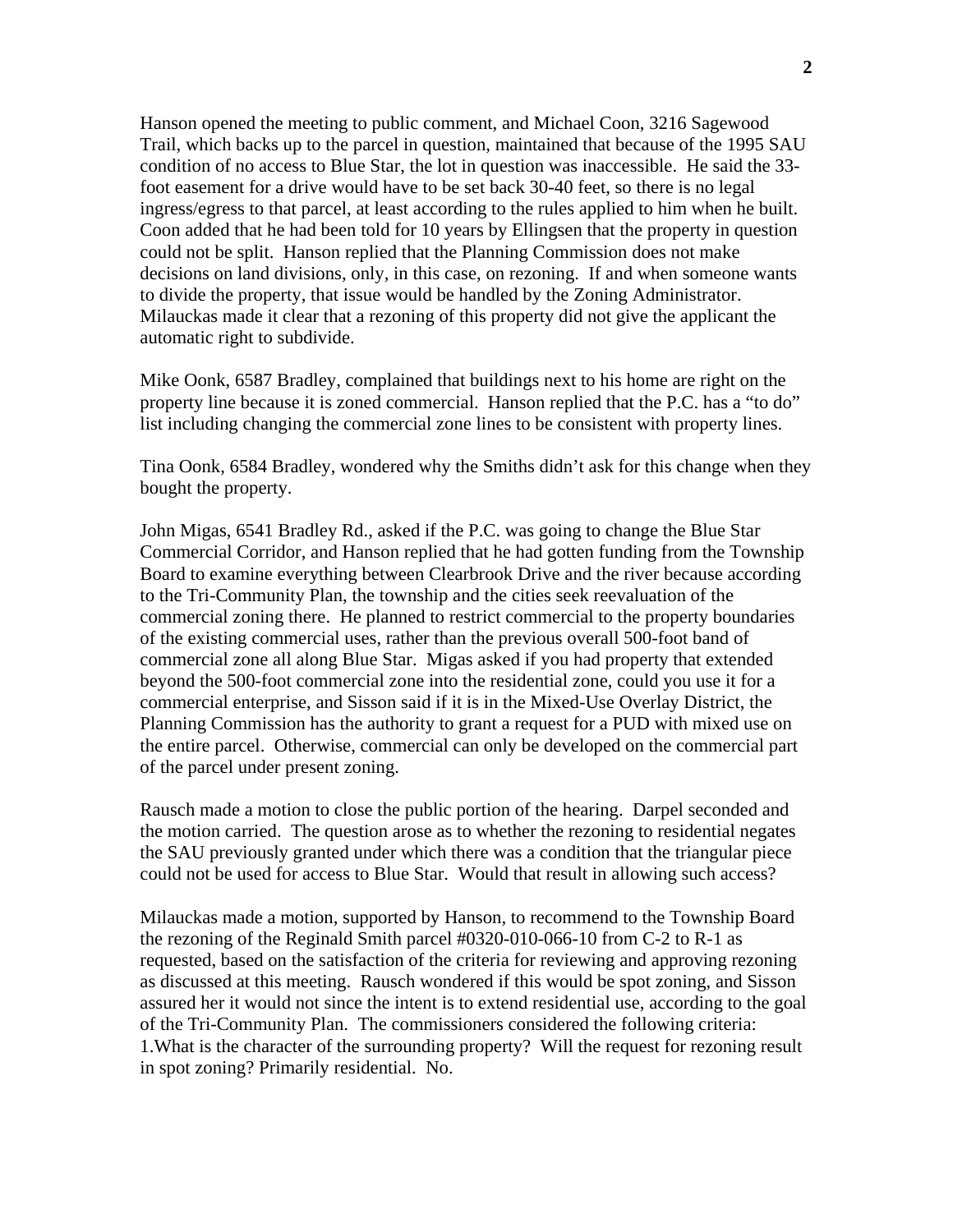Hanson opened the meeting to public comment, and Michael Coon, 3216 Sagewood Trail, which backs up to the parcel in question, maintained that because of the 1995 SAU condition of no access to Blue Star, the lot in question was inaccessible. He said the 33-foot easement for a drive would have to be set back 30-40 feet, so there is no legal ingress/egress to that parcel, at least according to the rules applied to him when he built. Coon added that he had been told for 10 years by Ellingsen that the property in question could not be split. Hanson replied that the Planning Commission does not make decisions on land divisions, only, in this case, on rezoning. If and when someone wants to divide the property, that issue would be handled by the Zoning Administrator. Milauckas made it clear that a rezoning of this property did not give the applicant the automatic right to subdivide.

Mike Oonk, 6587 Bradley, complained that buildings next to his home are right on the property line because it is zoned commercial. Hanson replied that the P.C. has a "to do" list including changing the commercial zone lines to be consistent with property lines.

Tina Oonk, 6584 Bradley, wondered why the Smiths didn't ask for this change when they bought the property.

John Migas, 6541 Bradley Rd., asked if the P.C. was going to change the Blue Star Commercial Corridor, and Hanson replied that he had gotten funding from the Township Board to examine everything between Clearbrook Drive and the river because according to the Tri-Community Plan, the township and the cities seek reevaluation of the commercial zoning there. He planned to restrict commercial to the property boundaries of the existing commercial uses, rather than the previous overall 500-foot band of commercial zone all along Blue Star. Migas asked if you had property that extended beyond the 500-foot commercial zone into the residential zone, could you use it for a commercial enterprise, and Sisson said if it is in the Mixed-Use Overlay District, the Planning Commission has the authority to grant a request for a PUD with mixed use on the entire parcel. Otherwise, commercial can only be developed on the commercial part of the parcel under present zoning.

Rausch made a motion to close the public portion of the hearing. Darpel seconded and the motion carried. The question arose as to whether the rezoning to residential negates the SAU previously granted under which there was a condition that the triangular piece could not be used for access to Blue Star. Would that result in allowing such access?

Milauckas made a motion, supported by Hanson, to recommend to the Township Board the rezoning of the Reginald Smith parcel #0320-010-066-10 from C-2 to R-1 as requested, based on the satisfaction of the criteria for reviewing and approving rezoning as discussed at this meeting. Rausch wondered if this would be spot zoning, and Sisson assured her it would not since the intent is to extend residential use, according to the goal of the Tri-Community Plan. The commissioners considered the following criteria:
1.What is the character of the surrounding property? Will the request for rezoning result in spot zoning? Primarily residential. No.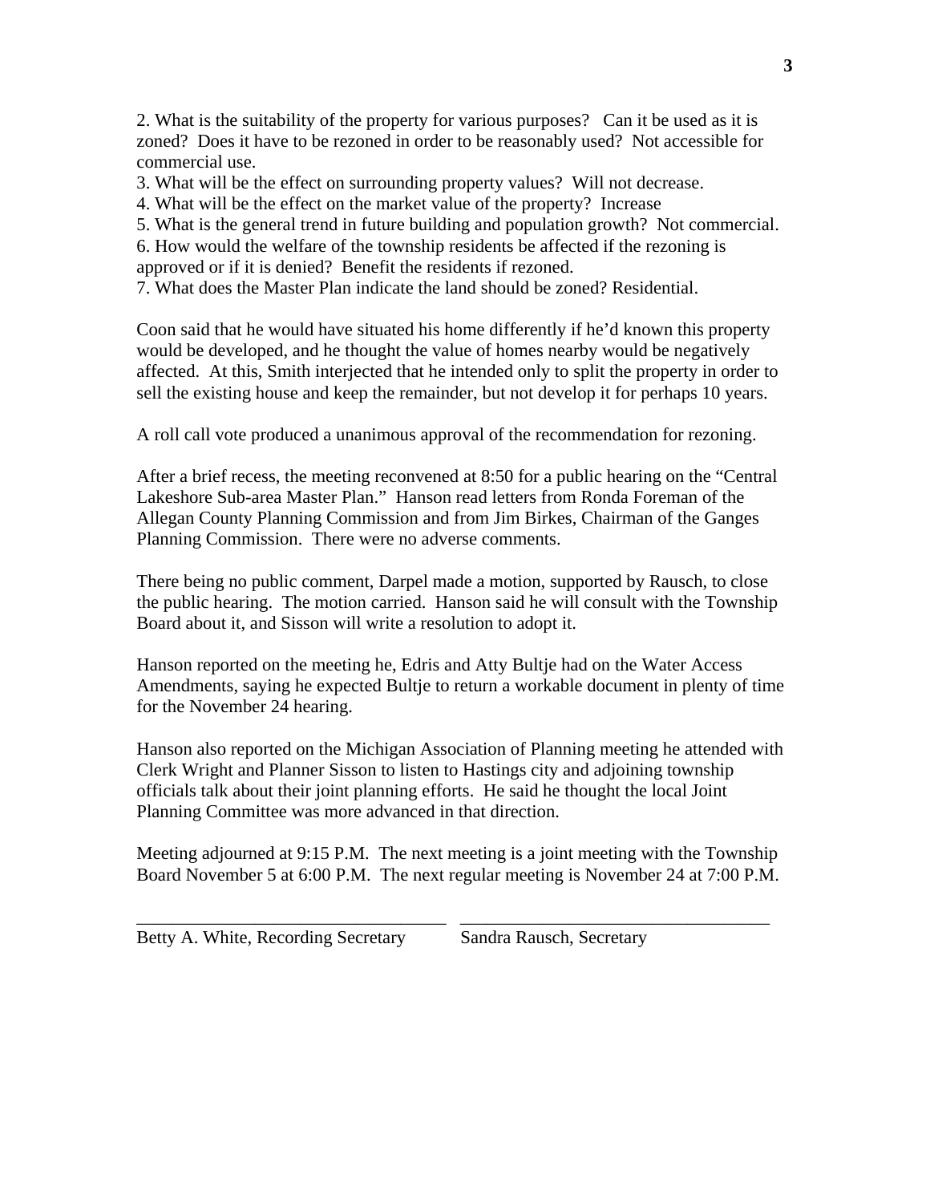2. What is the suitability of the property for various purposes? Can it be used as it is zoned? Does it have to be rezoned in order to be reasonably used? Not accessible for commercial use.
3. What will be the effect on surrounding property values? Will not decrease.
4. What will be the effect on the market value of the property? Increase
5. What is the general trend in future building and population growth? Not commercial.
6. How would the welfare of the township residents be affected if the rezoning is approved or if it is denied? Benefit the residents if rezoned.
7. What does the Master Plan indicate the land should be zoned? Residential.

Coon said that he would have situated his home differently if he'd known this property would be developed, and he thought the value of homes nearby would be negatively affected. At this, Smith interjected that he intended only to split the property in order to sell the existing house and keep the remainder, but not develop it for perhaps 10 years.

A roll call vote produced a unanimous approval of the recommendation for rezoning.

After a brief recess, the meeting reconvened at 8:50 for a public hearing on the "Central Lakeshore Sub-area Master Plan." Hanson read letters from Ronda Foreman of the Allegan County Planning Commission and from Jim Birkes, Chairman of the Ganges Planning Commission. There were no adverse comments.

There being no public comment, Darpel made a motion, supported by Rausch, to close the public hearing. The motion carried. Hanson said he will consult with the Township Board about it, and Sisson will write a resolution to adopt it.

Hanson reported on the meeting he, Edris and Atty Bultje had on the Water Access Amendments, saying he expected Bultje to return a workable document in plenty of time for the November 24 hearing.

Hanson also reported on the Michigan Association of Planning meeting he attended with Clerk Wright and Planner Sisson to listen to Hastings city and adjoining township officials talk about their joint planning efforts. He said he thought the local Joint Planning Committee was more advanced in that direction.

Meeting adjourned at 9:15 P.M. The next meeting is a joint meeting with the Township Board November 5 at 6:00 P.M. The next regular meeting is November 24 at 7:00 P.M.

\_\_\_\_\_\_\_\_\_\_\_\_\_\_\_\_\_\_\_\_\_\_\_\_\_\_\_\_\_\_\_\_\_\_ \_\_\_\_\_\_\_\_\_\_\_\_\_\_\_\_\_\_\_\_\_\_\_\_\_\_\_\_\_\_\_\_\_\_

Betty A. White, Recording Secretary          Sandra Rausch, Secretary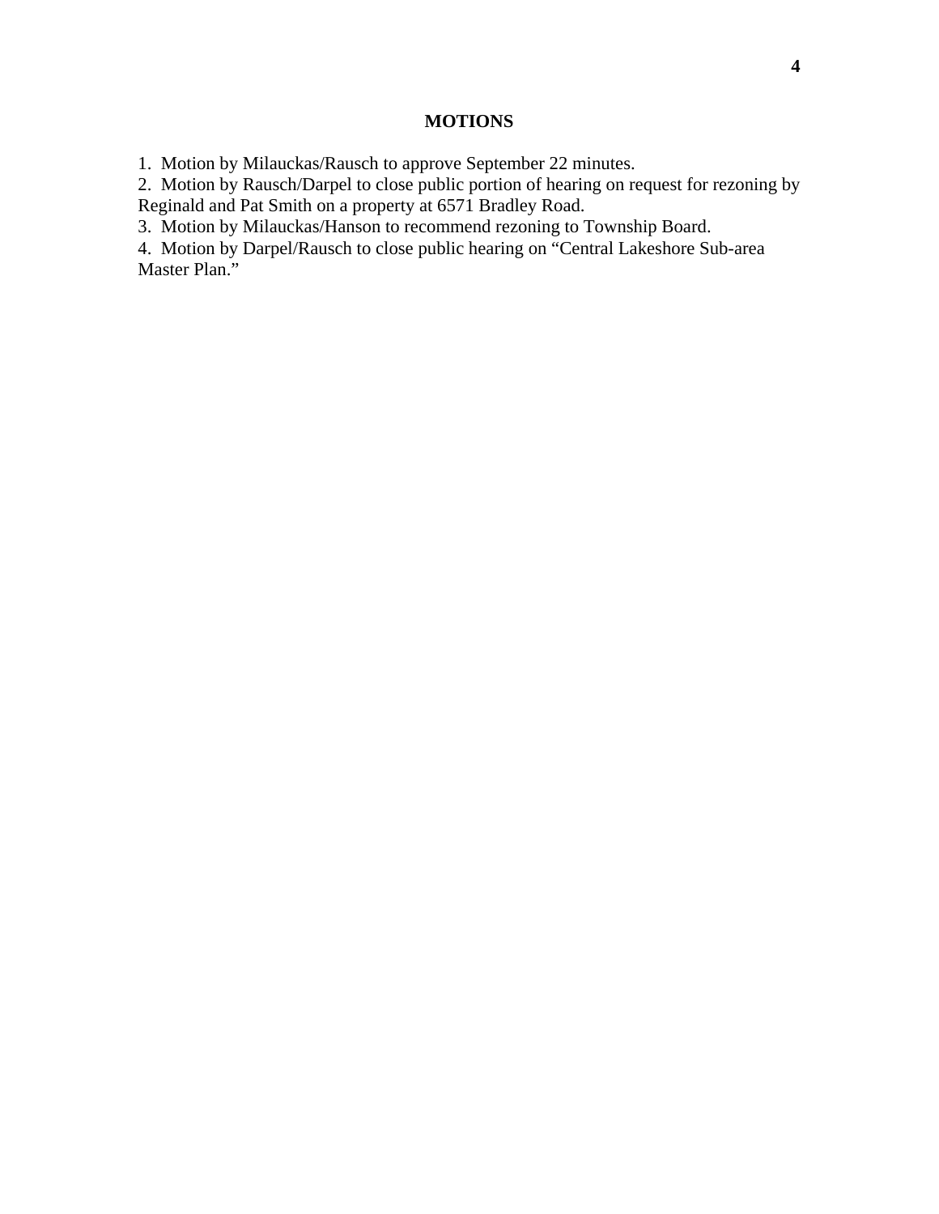## MOTIONS

1. Motion by Milauckas/Rausch to approve September 22 minutes.
2. Motion by Rausch/Darpel to close public portion of hearing on request for rezoning by Reginald and Pat Smith on a property at 6571 Bradley Road.
3. Motion by Milauckas/Hanson to recommend rezoning to Township Board.
4. Motion by Darpel/Rausch to close public hearing on "Central Lakeshore Sub-area Master Plan."